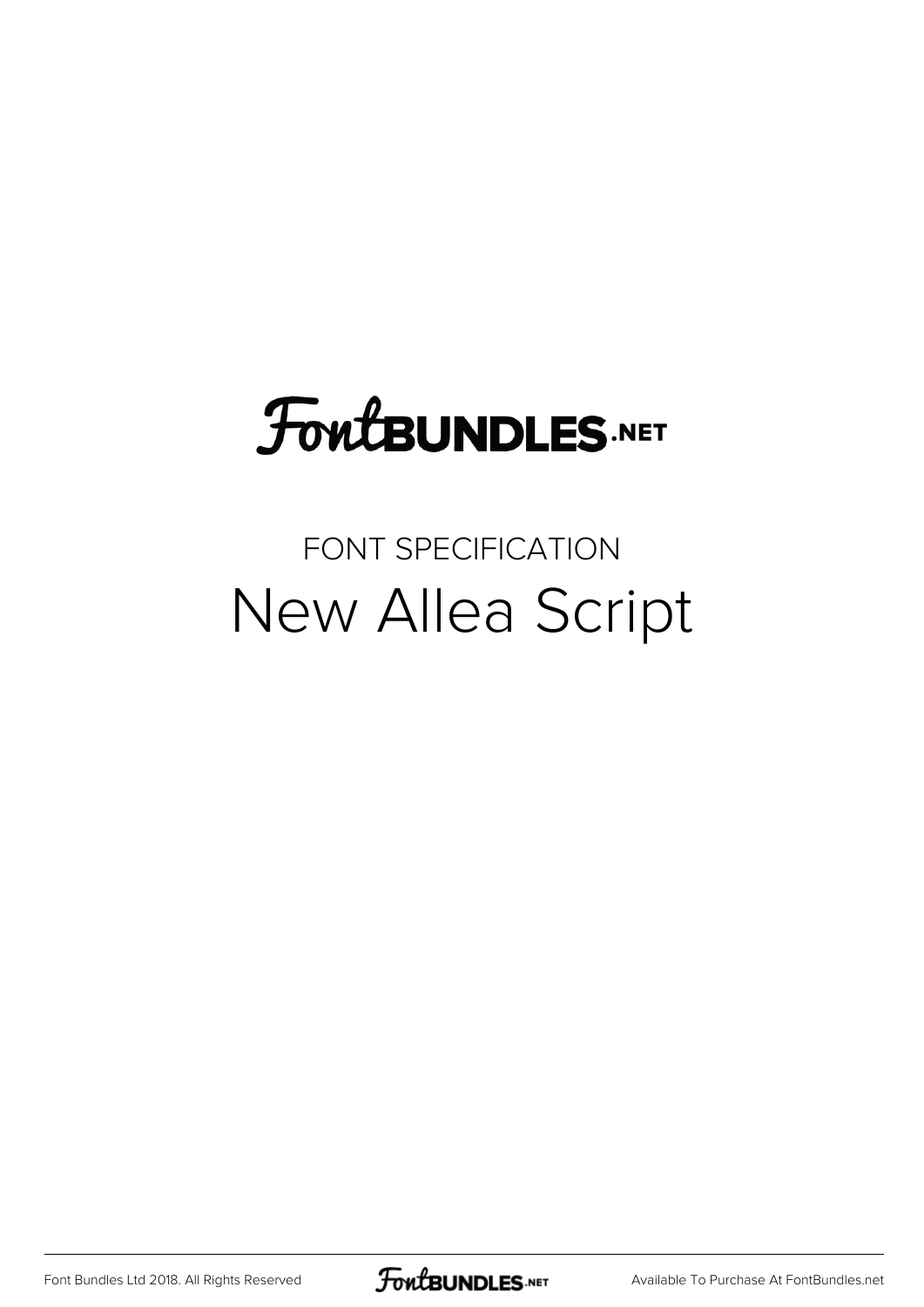FontBUNDLES.NET

FONT SPECIFICATION

# New Allea Script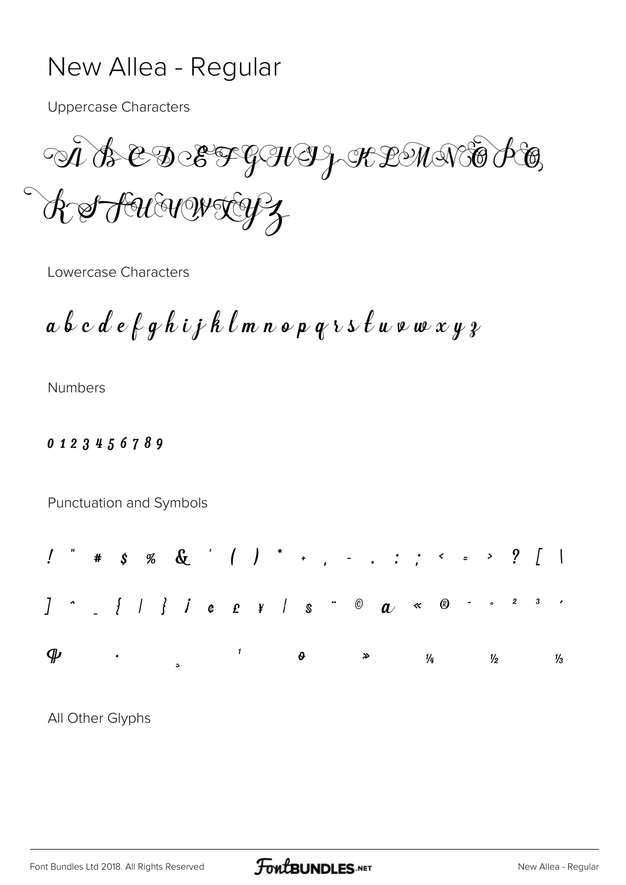# New Allea - Regular

Uppercase Characters

A B C D E F G H I J K L M N O P Q R S T U V W X Y Z

Lowercase Characters

a b c d e f g h i j k l m n o p q r s t u v w x y z

Numbers

0 1 2 3 4 5 6 7 8 9

Punctuation and Symbols

! " # $ % & ' ( ) * + , - . : ; < = > ? [ \

] ^ _ { | } ¡ ¢ £ ¥ ¦ § ¨ © ª « ® - ° ² ³ ´

¶ · ¸ ¹ º » ¼ ½ ⅓

All Other Glyphs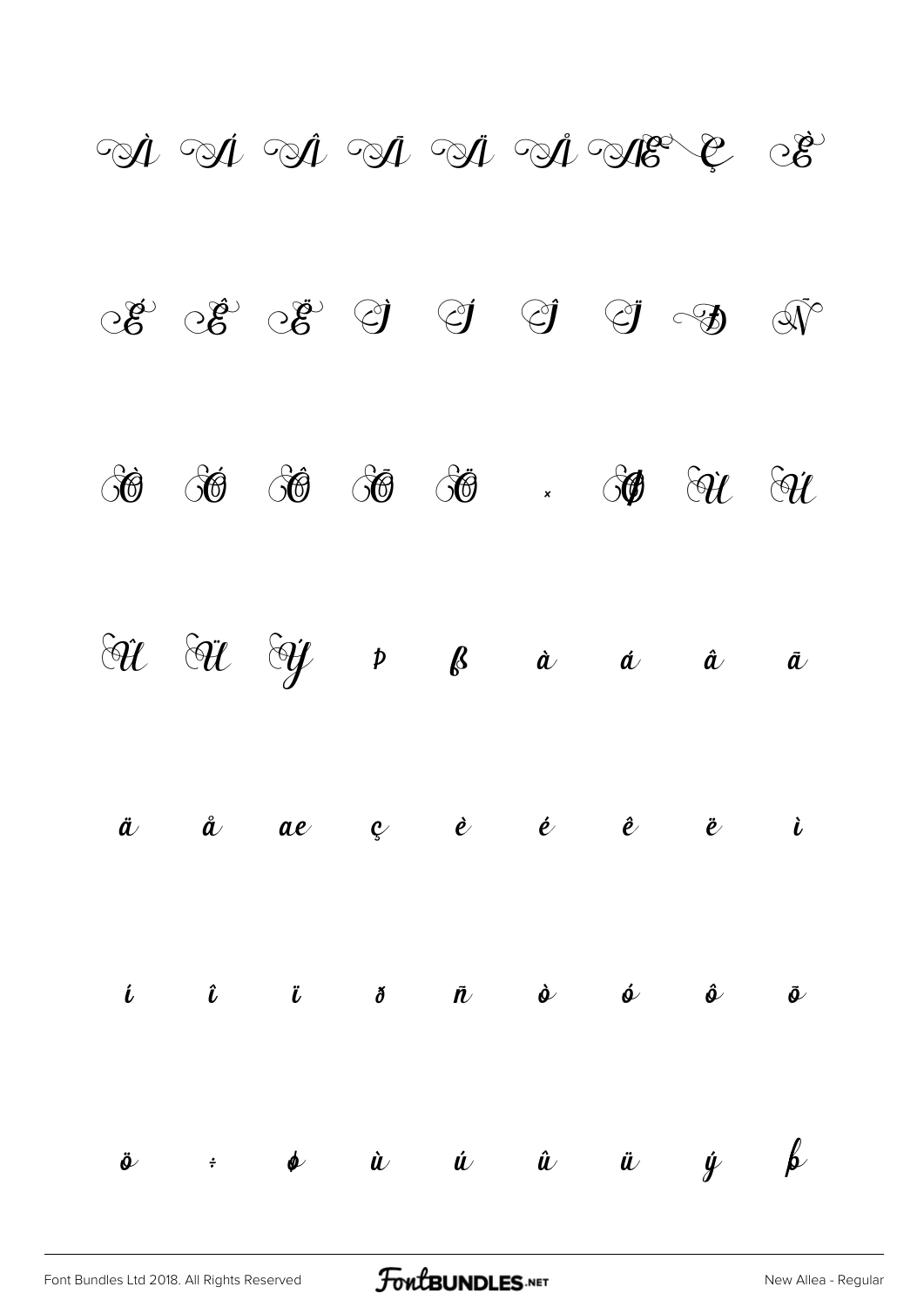À Á Â Ã Ä Å Æ Ç È

É Ê Ë Ì Í Î Ï Ð Ñ

Ò Ó Ô Õ Ö × Ø Ù Ú

Û Ü Ý Þ ß à á â ã

ä å æ ç è é ê ë ì

í î ï ð ñ ò ó ô õ

ö ÷ ø ù ú û ü ý þ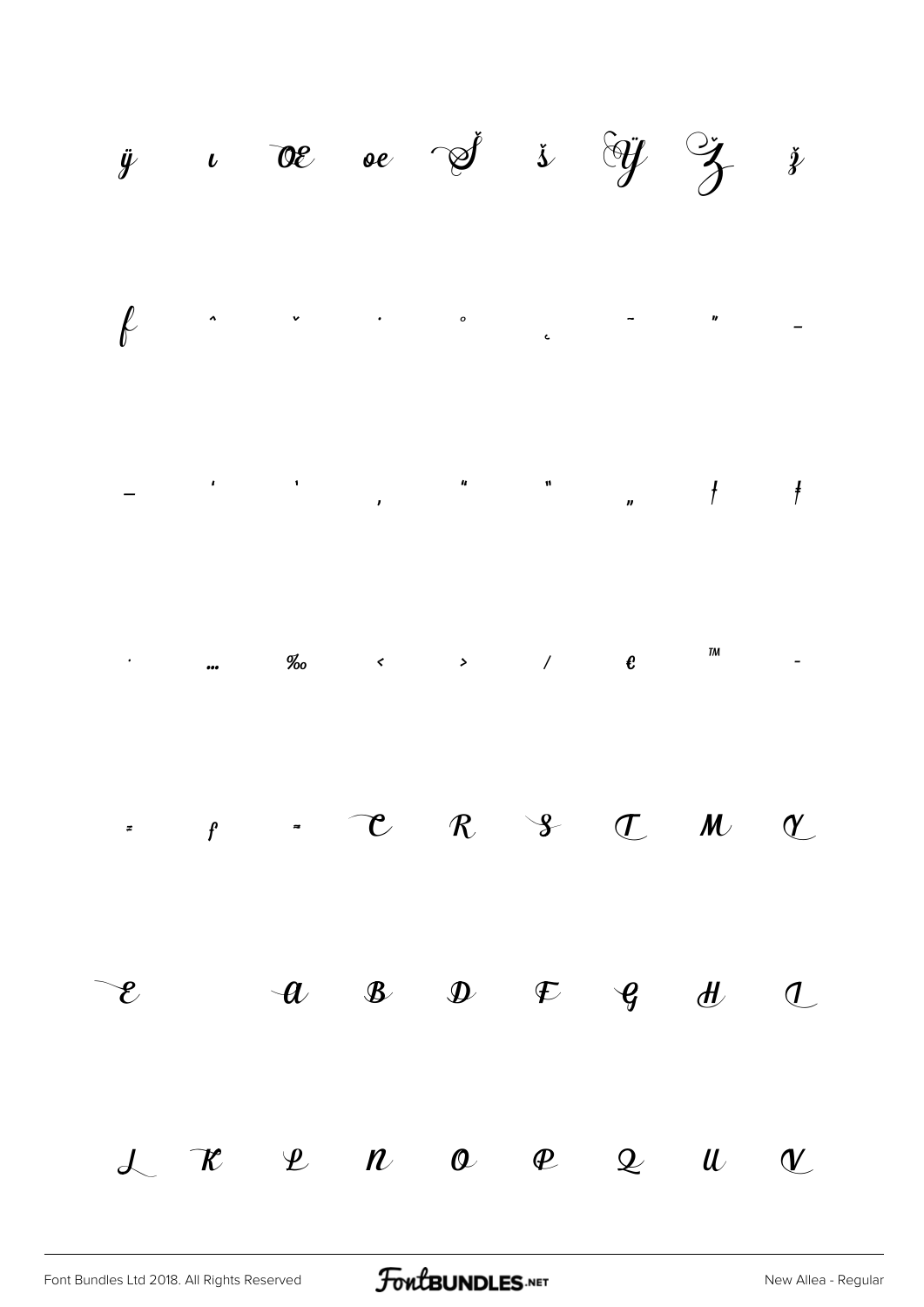ÿ ı Œ œ Š š Ÿ Ž ž

ƒ ˆ ˇ ˙ ˚ ˛ ˜ ˝ –

— ' ' ‚ " " „ † ‡

• … ‰ ‹ › ⁄ € ™ −

≠ ƒ ≈ C R S T M Y

E A B D F G H I

J K L N O P Q U V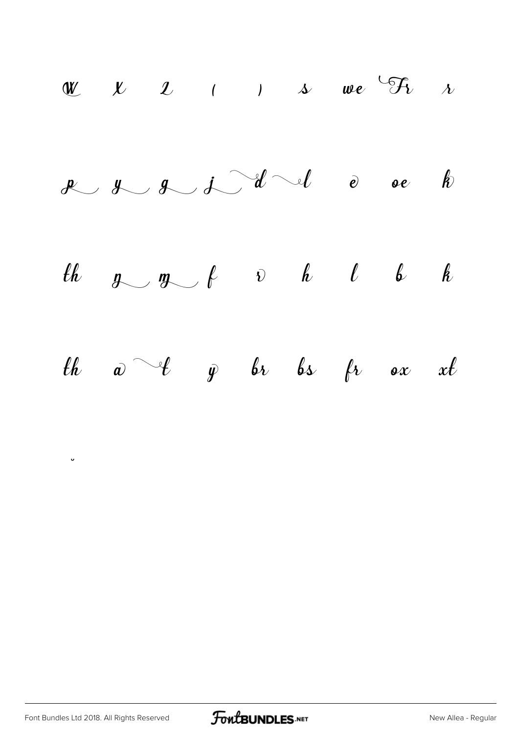W X Z ( ) s we Fr r

p y g j d l e oe k

th y m f r h l b k

th a t y br bs fr ox xt

.